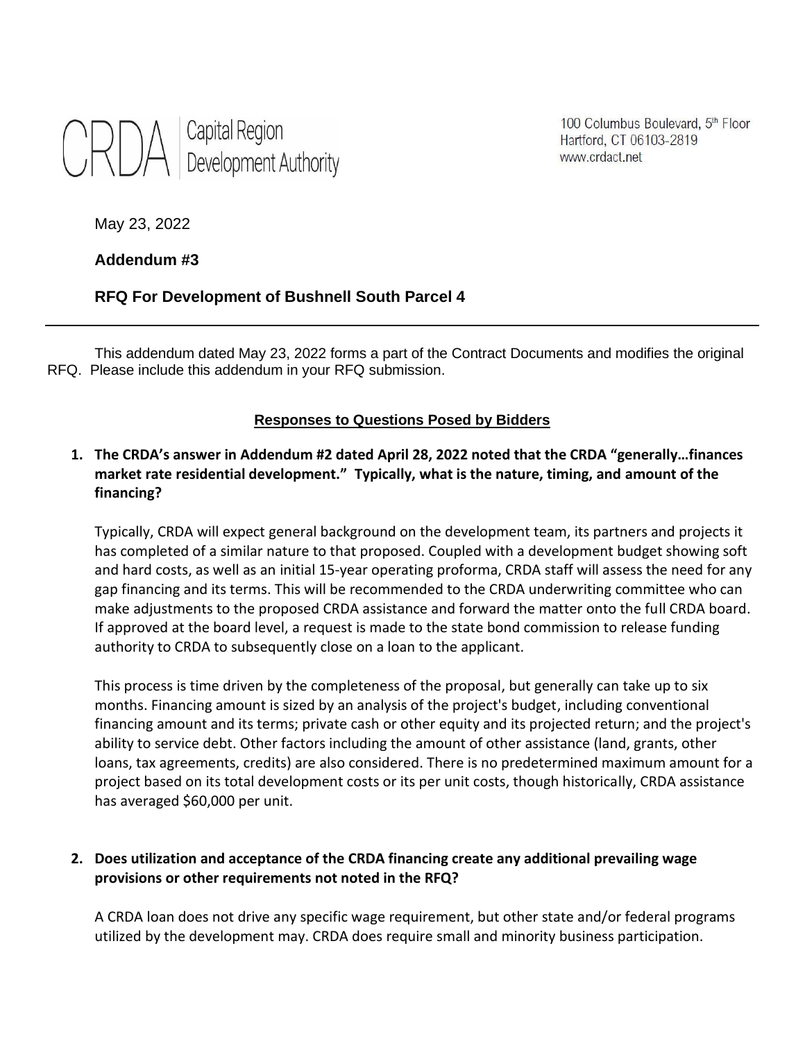CRDA | Capital Region Development Authority

100 Columbus Boulevard, 5th Floor
Hartford, CT 06103-2819
www.crdact.net

May 23, 2022

**Addendum #3**

**RFQ For Development of Bushnell South Parcel 4**

---

This addendum dated May 23, 2022 forms a part of the Contract Documents and modifies the original RFQ. Please include this addendum in your RFQ submission.

**Responses to Questions Posed by Bidders**

1. **The CRDA's answer in Addendum #2 dated April 28, 2022 noted that the CRDA "generally…finances market rate residential development." Typically, what is the nature, timing, and amount of the financing?**

   Typically, CRDA will expect general background on the development team, its partners and projects it has completed of a similar nature to that proposed. Coupled with a development budget showing soft and hard costs, as well as an initial 15-year operating proforma, CRDA staff will assess the need for any gap financing and its terms. This will be recommended to the CRDA underwriting committee who can make adjustments to the proposed CRDA assistance and forward the matter onto the full CRDA board. If approved at the board level, a request is made to the state bond commission to release funding authority to CRDA to subsequently close on a loan to the applicant.

   This process is time driven by the completeness of the proposal, but generally can take up to six months. Financing amount is sized by an analysis of the project's budget, including conventional financing amount and its terms; private cash or other equity and its projected return; and the project's ability to service debt. Other factors including the amount of other assistance (land, grants, other loans, tax agreements, credits) are also considered. There is no predetermined maximum amount for a project based on its total development costs or its per unit costs, though historically, CRDA assistance has averaged $60,000 per unit.

2. **Does utilization and acceptance of the CRDA financing create any additional prevailing wage provisions or other requirements not noted in the RFQ?**

   A CRDA loan does not drive any specific wage requirement, but other state and/or federal programs utilized by the development may. CRDA does require small and minority business participation.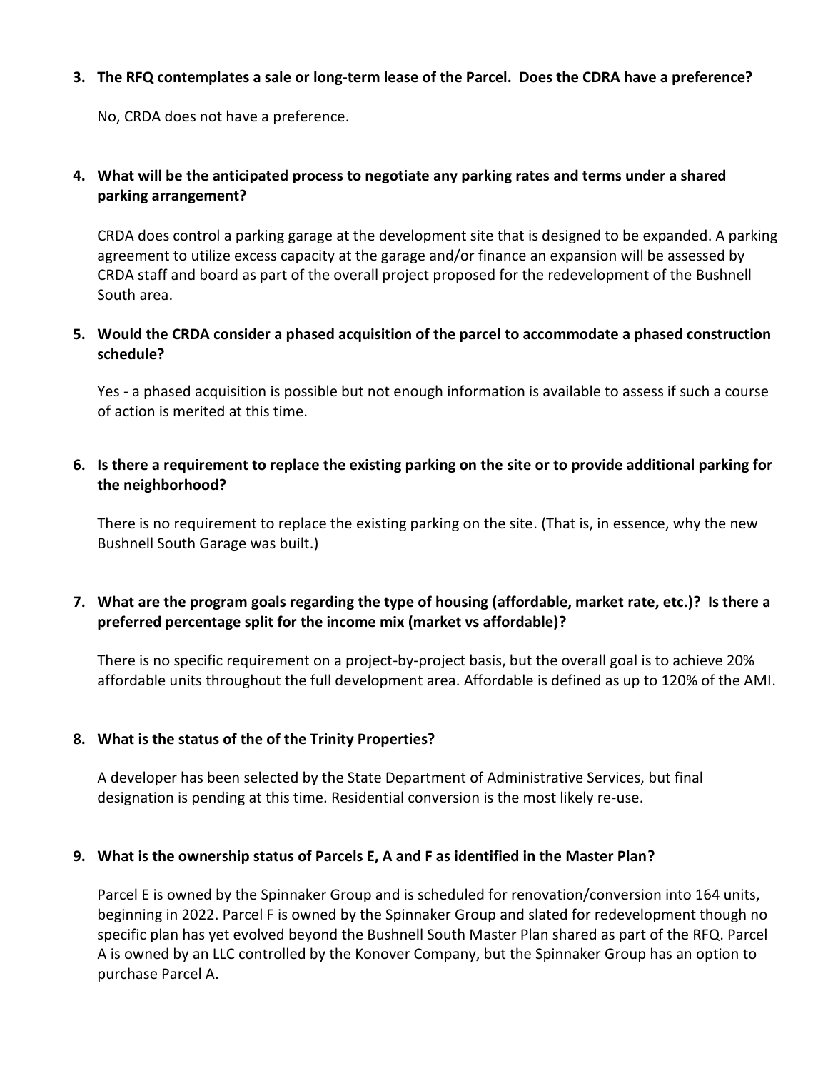**3. The RFQ contemplates a sale or long-term lease of the Parcel. Does the CDRA have a preference?**

No, CRDA does not have a preference.

**4. What will be the anticipated process to negotiate any parking rates and terms under a shared parking arrangement?**

CRDA does control a parking garage at the development site that is designed to be expanded. A parking agreement to utilize excess capacity at the garage and/or finance an expansion will be assessed by CRDA staff and board as part of the overall project proposed for the redevelopment of the Bushnell South area.

**5. Would the CRDA consider a phased acquisition of the parcel to accommodate a phased construction schedule?**

Yes - a phased acquisition is possible but not enough information is available to assess if such a course of action is merited at this time.

**6. Is there a requirement to replace the existing parking on the site or to provide additional parking for the neighborhood?**

There is no requirement to replace the existing parking on the site. (That is, in essence, why the new Bushnell South Garage was built.)

**7. What are the program goals regarding the type of housing (affordable, market rate, etc.)? Is there a preferred percentage split for the income mix (market vs affordable)?**

There is no specific requirement on a project-by-project basis, but the overall goal is to achieve 20% affordable units throughout the full development area. Affordable is defined as up to 120% of the AMI.

**8. What is the status of the of the Trinity Properties?**

A developer has been selected by the State Department of Administrative Services, but final designation is pending at this time. Residential conversion is the most likely re-use.

**9. What is the ownership status of Parcels E, A and F as identified in the Master Plan?**

Parcel E is owned by the Spinnaker Group and is scheduled for renovation/conversion into 164 units, beginning in 2022. Parcel F is owned by the Spinnaker Group and slated for redevelopment though no specific plan has yet evolved beyond the Bushnell South Master Plan shared as part of the RFQ. Parcel A is owned by an LLC controlled by the Konover Company, but the Spinnaker Group has an option to purchase Parcel A.